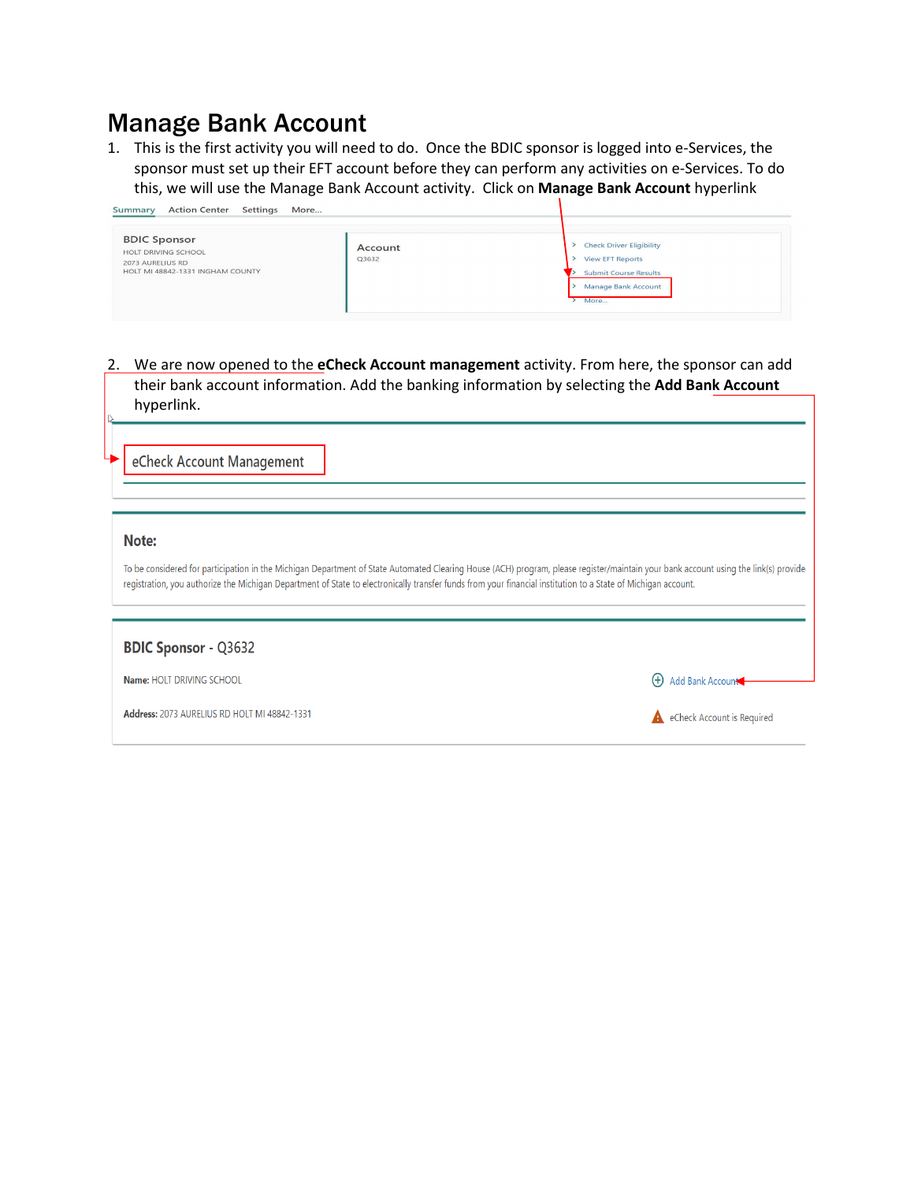# Manage Bank Account

1. This is the first activity you will need to do. Once the BDIC sponsor is logged into e-Services, the sponsor must set up their EFT account before they can perform any activities on e-Services. To do this, we will use the Manage Bank Account activity. Click on **Manage Bank Account** hyperlink

Summary Action Center Settings More...

BDIC Sponsor
HOLT DRIVING SCHOOL
2073 AURELIUS RD
HOLT MI 48842-1331 INGHAM COUNTY

Account
Q3632

- Check Driver Eligibility
- View EFT Reports
- Submit Course Results
- Manage Bank Account
- More...

2. We are now opened to the **eCheck Account management** activity. From here, the sponsor can add their bank account information. Add the banking information by selecting the **Add Bank Account** hyperlink.

eCheck Account Management

**Note:**

To be considered for participation in the Michigan Department of State Automated Clearing House (ACH) program, please register/maintain your bank account using the link(s) provide registration, you authorize the Michigan Department of State to electronically transfer funds from your financial institution to a State of Michigan account.

**BDIC Sponsor - Q3632**

**Name:** HOLT DRIVING SCHOOL

**Address:** 2073 AURELIUS RD HOLT MI 48842-1331

Add Bank Account

eCheck Account is Required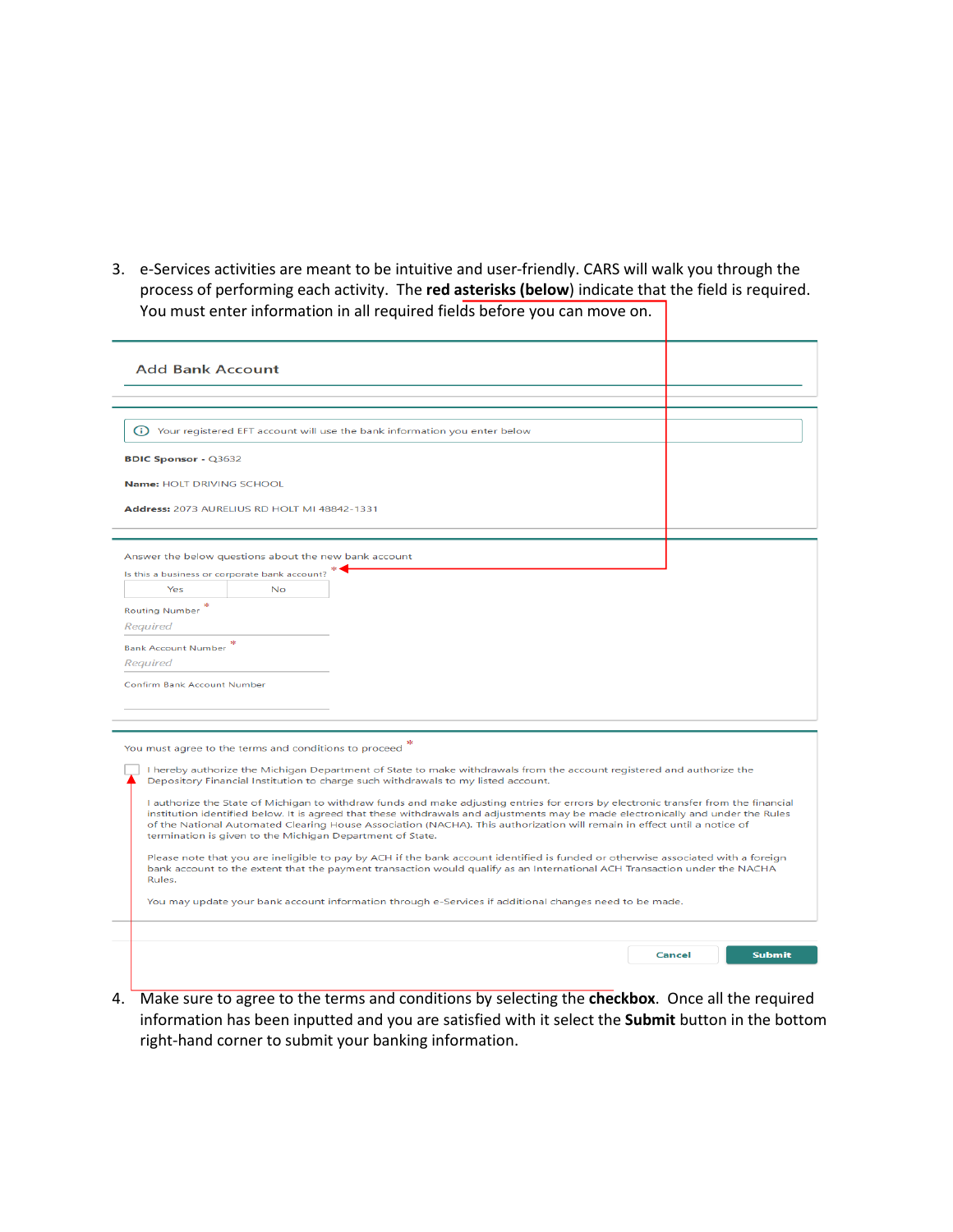3. e-Services activities are meant to be intuitive and user-friendly. CARS will walk you through the process of performing each activity. The **red asterisks (below**) indicate that the field is required. You must enter information in all required fields before you can move on.

Add Bank Account

Your registered EFT account will use the bank information you enter below

**BDIC Sponsor -** Q3632

**Name:** HOLT DRIVING SCHOOL

**Address:** 2073 AURELIUS RD HOLT MI 48842-1331

Answer the below questions about the new bank account

Is this a business or corporate bank account? *

Yes | No

Routing Number *

Required

Bank Account Number *

Required

Confirm Bank Account Number

You must agree to the terms and conditions to proceed *

I hereby authorize the Michigan Department of State to make withdrawals from the account registered and authorize the Depository Financial Institution to charge such withdrawals to my listed account.

I authorize the State of Michigan to withdraw funds and make adjusting entries for errors by electronic transfer from the financial institution identified below. It is agreed that these withdrawals and adjustments may be made electronically and under the Rules of the National Automated Clearing House Association (NACHA). This authorization will remain in effect until a notice of termination is given to the Michigan Department of State.

Please note that you are ineligible to pay by ACH if the bank account identified is funded or otherwise associated with a foreign bank account to the extent that the payment transaction would qualify as an International ACH Transaction under the NACHA Rules.

You may update your bank account information through e-Services if additional changes need to be made.

Cancel | Submit

4. Make sure to agree to the terms and conditions by selecting the **checkbox**. Once all the required information has been inputted and you are satisfied with it select the **Submit** button in the bottom right-hand corner to submit your banking information.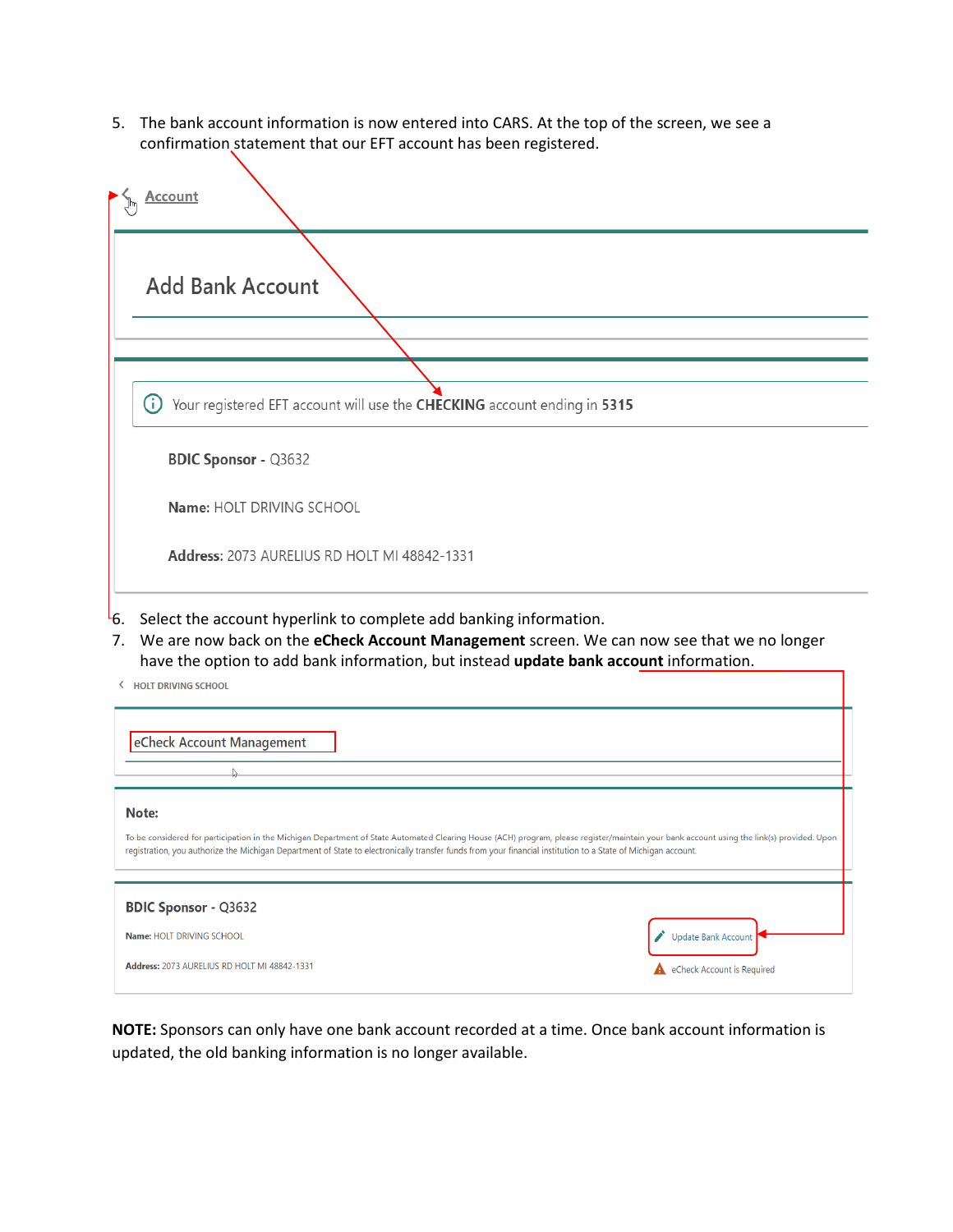5. The bank account information is now entered into CARS. At the top of the screen, we see a confirmation statement that our EFT account has been registered.

Account

Add Bank Account

Your registered EFT account will use the **CHECKING** account ending in **5315**

**BDIC Sponsor -** Q3632

**Name:** HOLT DRIVING SCHOOL

**Address:** 2073 AURELIUS RD HOLT MI 48842-1331

6. Select the account hyperlink to complete add banking information.
7. We are now back on the **eCheck Account Management** screen. We can now see that we no longer have the option to add bank information, but instead **update bank account** information.

HOLT DRIVING SCHOOL

eCheck Account Management

**Note:**

To be considered for participation in the Michigan Department of State Automated Clearing House (ACH) program, please register/maintain your bank account using the link(s) provided. Upon registration, you authorize the Michigan Department of State to electronically transfer funds from your financial institution to a State of Michigan account.

**BDIC Sponsor -** Q3632

**Name:** HOLT DRIVING SCHOOL

**Address:** 2073 AURELIUS RD HOLT MI 48842-1331

Update Bank Account

eCheck Account is Required

**NOTE:** Sponsors can only have one bank account recorded at a time. Once bank account information is updated, the old banking information is no longer available.